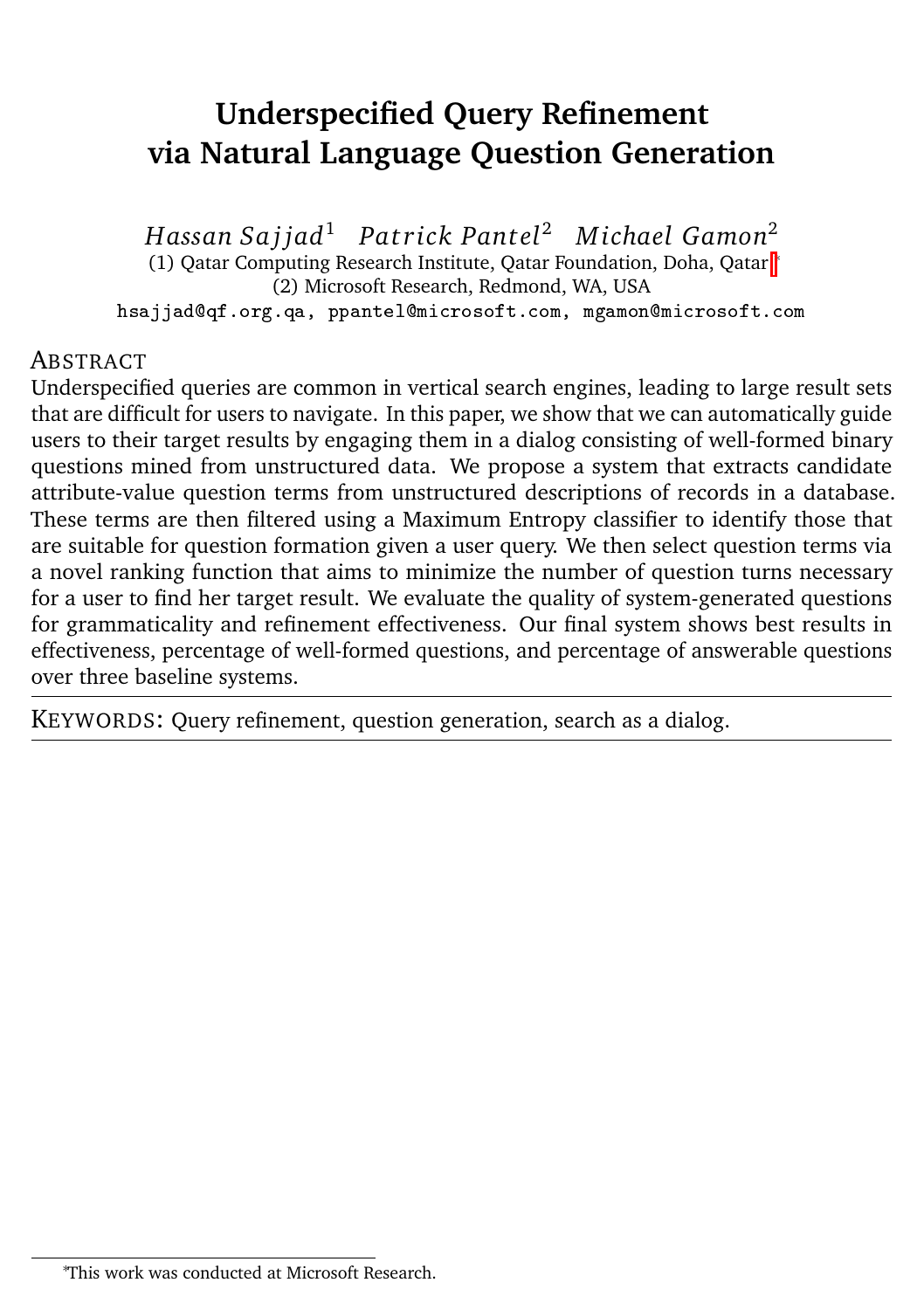# Underspecified Query Refinement via Natural Language Question Generation

*Hassan Sajjad*[1] *Patrick Pantel*[2] *Michael Gamon*[2]

(1) Qatar Computing Research Institute, Qatar Foundation, Doha, Qatar[*]

(2) Microsoft Research, Redmond, WA, USA

hsajjad@qf.org.qa, ppantel@microsoft.com, mgamon@microsoft.com

## Abstract

Underspecified queries are common in vertical search engines, leading to large result sets that are difficult for users to navigate. In this paper, we show that we can automatically guide users to their target results by engaging them in a dialog consisting of well-formed binary questions mined from unstructured data. We propose a system that extracts candidate attribute-value question terms from unstructured descriptions of records in a database. These terms are then filtered using a Maximum Entropy classifier to identify those that are suitable for question formation given a user query. We then select question terms via a novel ranking function that aims to minimize the number of question turns necessary for a user to find her target result. We evaluate the quality of system-generated questions for grammaticality and refinement effectiveness. Our final system shows best results in effectiveness, percentage of well-formed questions, and percentage of answerable questions over three baseline systems.

KEYWORDS: Query refinement, question generation, search as a dialog.

[*]This work was conducted at Microsoft Research.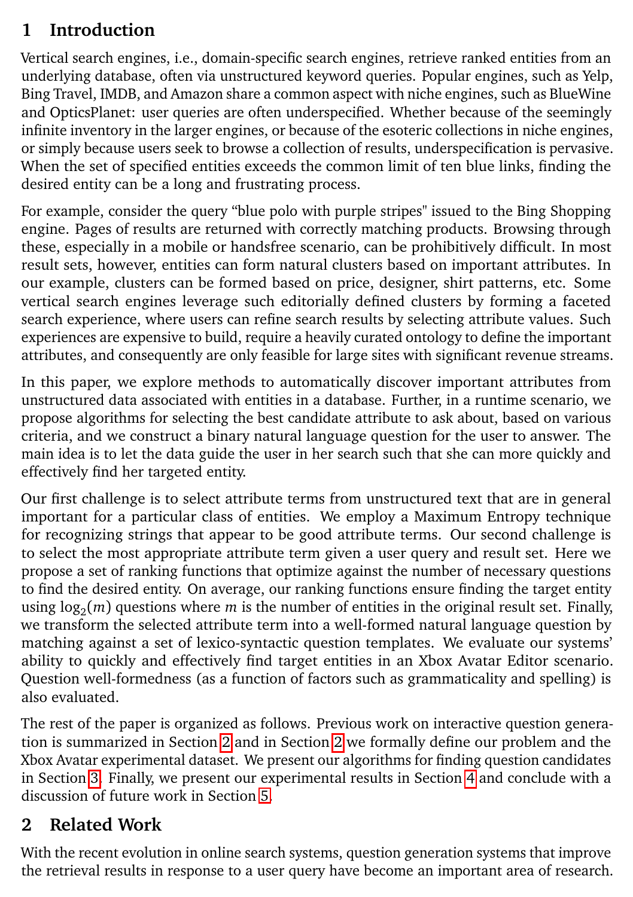## 1 Introduction

Vertical search engines, i.e., domain-specific search engines, retrieve ranked entities from an underlying database, often via unstructured keyword queries. Popular engines, such as Yelp, Bing Travel, IMDB, and Amazon share a common aspect with niche engines, such as BlueWine and OpticsPlanet: user queries are often underspecified. Whether because of the seemingly infinite inventory in the larger engines, or because of the esoteric collections in niche engines, or simply because users seek to browse a collection of results, underspecification is pervasive. When the set of specified entities exceeds the common limit of ten blue links, finding the desired entity can be a long and frustrating process.

For example, consider the query "blue polo with purple stripes" issued to the Bing Shopping engine. Pages of results are returned with correctly matching products. Browsing through these, especially in a mobile or handsfree scenario, can be prohibitively difficult. In most result sets, however, entities can form natural clusters based on important attributes. In our example, clusters can be formed based on price, designer, shirt patterns, etc. Some vertical search engines leverage such editorially defined clusters by forming a faceted search experience, where users can refine search results by selecting attribute values. Such experiences are expensive to build, require a heavily curated ontology to define the important attributes, and consequently are only feasible for large sites with significant revenue streams.

In this paper, we explore methods to automatically discover important attributes from unstructured data associated with entities in a database. Further, in a runtime scenario, we propose algorithms for selecting the best candidate attribute to ask about, based on various criteria, and we construct a binary natural language question for the user to answer. The main idea is to let the data guide the user in her search such that she can more quickly and effectively find her targeted entity.

Our first challenge is to select attribute terms from unstructured text that are in general important for a particular class of entities. We employ a Maximum Entropy technique for recognizing strings that appear to be good attribute terms. Our second challenge is to select the most appropriate attribute term given a user query and result set. Here we propose a set of ranking functions that optimize against the number of necessary questions to find the desired entity. On average, our ranking functions ensure finding the target entity using $\log_2(m)$ questions where $m$ is the number of entities in the original result set. Finally, we transform the selected attribute term into a well-formed natural language question by matching against a set of lexico-syntactic question templates. We evaluate our systems' ability to quickly and effectively find target entities in an Xbox Avatar Editor scenario. Question well-formedness (as a function of factors such as grammaticality and spelling) is also evaluated.

The rest of the paper is organized as follows. Previous work on interactive question generation is summarized in Section 2 and in Section 2 we formally define our problem and the Xbox Avatar experimental dataset. We present our algorithms for finding question candidates in Section 3. Finally, we present our experimental results in Section 4 and conclude with a discussion of future work in Section 5.

## 2 Related Work

With the recent evolution in online search systems, question generation systems that improve the retrieval results in response to a user query have become an important area of research.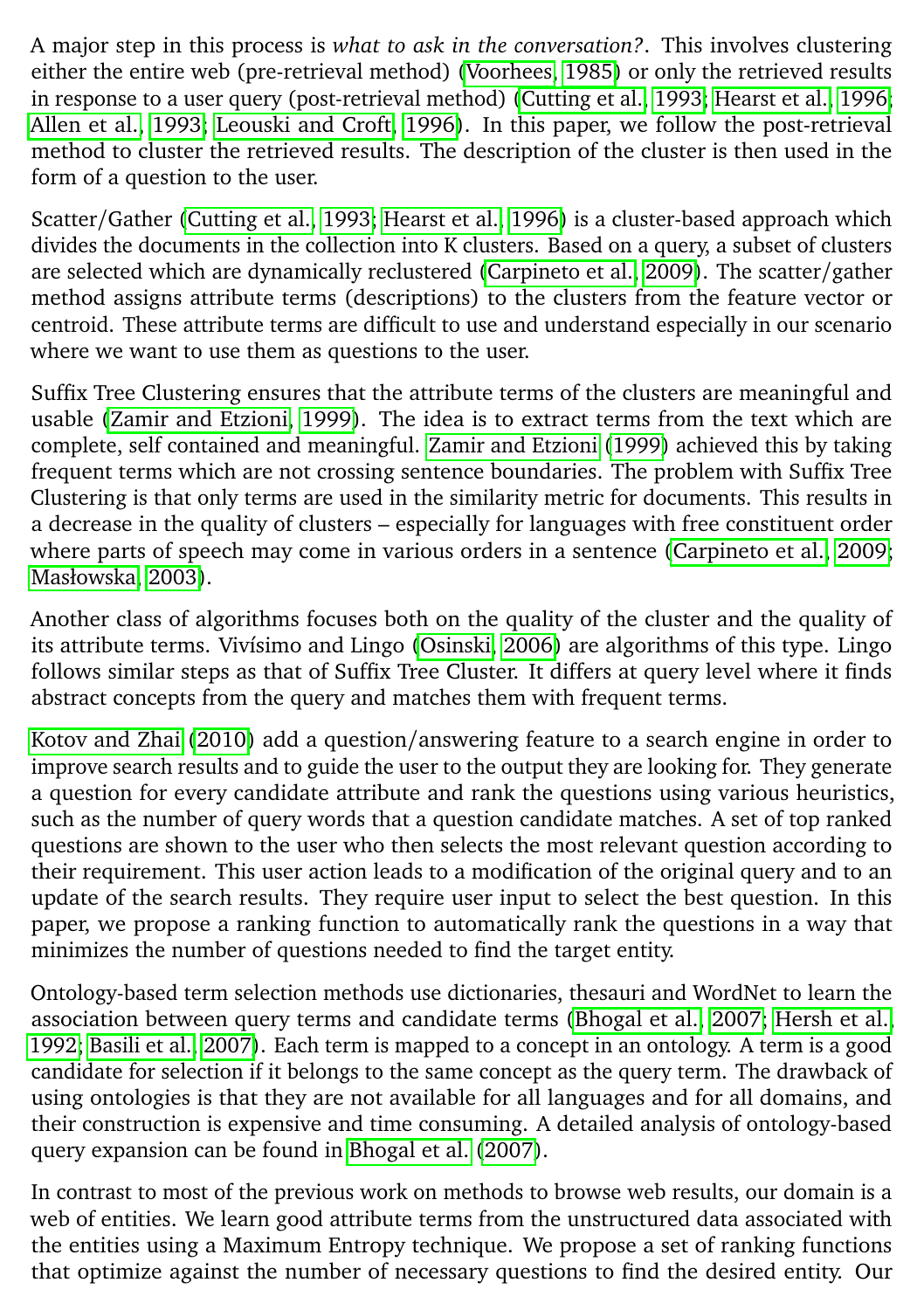A major step in this process is *what to ask in the conversation?*. This involves clustering either the entire web (pre-retrieval method) (Voorhees, 1985) or only the retrieved results in response to a user query (post-retrieval method) (Cutting et al., 1993; Hearst et al., 1996; Allen et al., 1993; Leouski and Croft, 1996). In this paper, we follow the post-retrieval method to cluster the retrieved results. The description of the cluster is then used in the form of a question to the user.

Scatter/Gather (Cutting et al., 1993; Hearst et al., 1996) is a cluster-based approach which divides the documents in the collection into K clusters. Based on a query, a subset of clusters are selected which are dynamically reclustered (Carpineto et al., 2009). The scatter/gather method assigns attribute terms (descriptions) to the clusters from the feature vector or centroid. These attribute terms are difficult to use and understand especially in our scenario where we want to use them as questions to the user.

Suffix Tree Clustering ensures that the attribute terms of the clusters are meaningful and usable (Zamir and Etzioni, 1999). The idea is to extract terms from the text which are complete, self contained and meaningful. Zamir and Etzioni (1999) achieved this by taking frequent terms which are not crossing sentence boundaries. The problem with Suffix Tree Clustering is that only terms are used in the similarity metric for documents. This results in a decrease in the quality of clusters – especially for languages with free constituent order where parts of speech may come in various orders in a sentence (Carpineto et al., 2009; Masłowska, 2003).

Another class of algorithms focuses both on the quality of the cluster and the quality of its attribute terms. Vivísimo and Lingo (Osinski, 2006) are algorithms of this type. Lingo follows similar steps as that of Suffix Tree Cluster. It differs at query level where it finds abstract concepts from the query and matches them with frequent terms.

Kotov and Zhai (2010) add a question/answering feature to a search engine in order to improve search results and to guide the user to the output they are looking for. They generate a question for every candidate attribute and rank the questions using various heuristics, such as the number of query words that a question candidate matches. A set of top ranked questions are shown to the user who then selects the most relevant question according to their requirement. This user action leads to a modification of the original query and to an update of the search results. They require user input to select the best question. In this paper, we propose a ranking function to automatically rank the questions in a way that minimizes the number of questions needed to find the target entity.

Ontology-based term selection methods use dictionaries, thesauri and WordNet to learn the association between query terms and candidate terms (Bhogal et al., 2007; Hersh et al., 1992; Basili et al., 2007). Each term is mapped to a concept in an ontology. A term is a good candidate for selection if it belongs to the same concept as the query term. The drawback of using ontologies is that they are not available for all languages and for all domains, and their construction is expensive and time consuming. A detailed analysis of ontology-based query expansion can be found in Bhogal et al. (2007).

In contrast to most of the previous work on methods to browse web results, our domain is a web of entities. We learn good attribute terms from the unstructured data associated with the entities using a Maximum Entropy technique. We propose a set of ranking functions that optimize against the number of necessary questions to find the desired entity. Our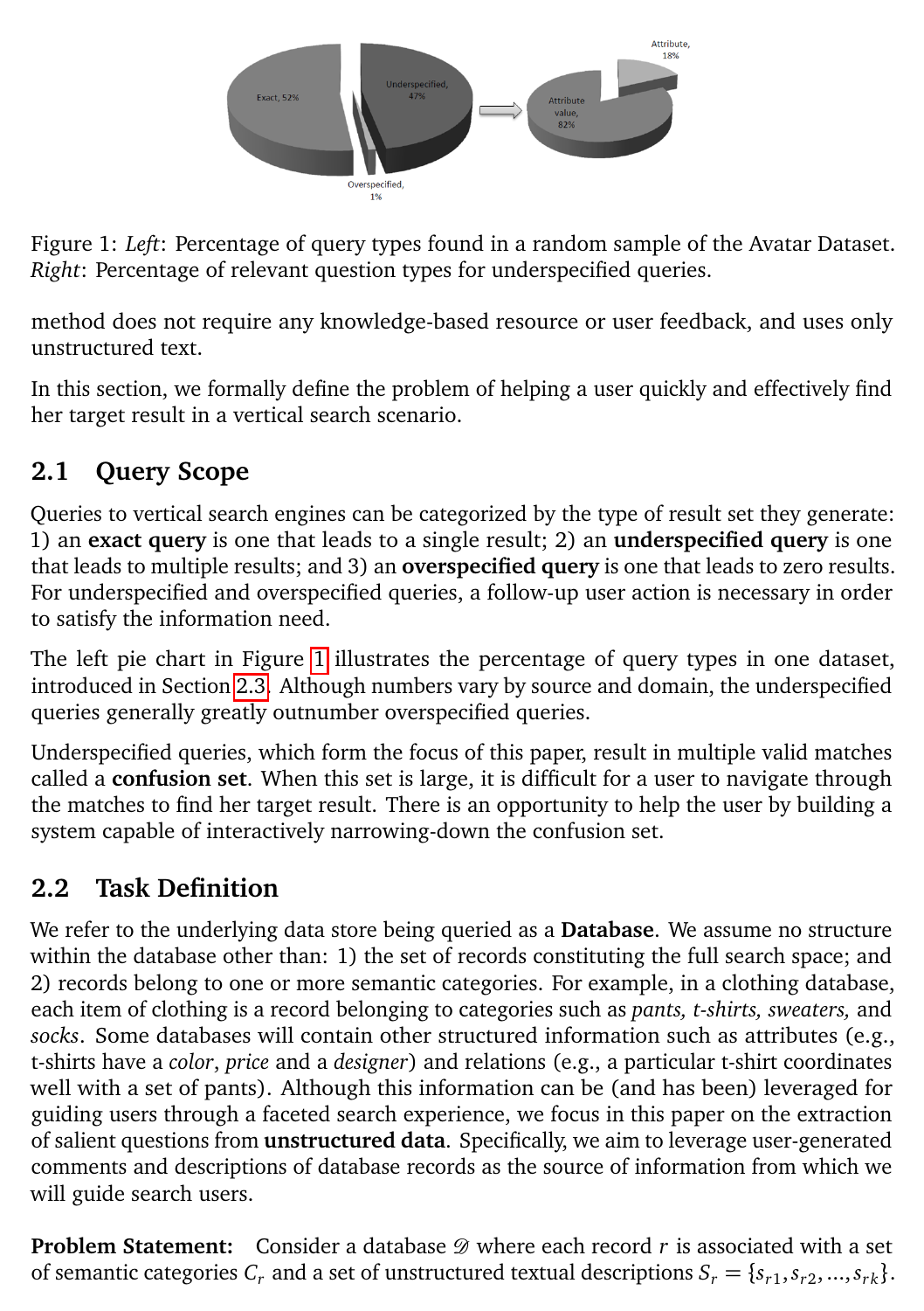Figure 1: *Left*: Percentage of query types found in a random sample of the Avatar Dataset. *Right*: Percentage of relevant question types for underspecified queries.

method does not require any knowledge-based resource or user feedback, and uses only unstructured text.

In this section, we formally define the problem of helping a user quickly and effectively find her target result in a vertical search scenario.

## 2.1 Query Scope

Queries to vertical search engines can be categorized by the type of result set they generate: 1) an **exact query** is one that leads to a single result; 2) an **underspecified query** is one that leads to multiple results; and 3) an **overspecified query** is one that leads to zero results. For underspecified and overspecified queries, a follow-up user action is necessary in order to satisfy the information need.

The left pie chart in Figure 1 illustrates the percentage of query types in one dataset, introduced in Section 2.3. Although numbers vary by source and domain, the underspecified queries generally greatly outnumber overspecified queries.

Underspecified queries, which form the focus of this paper, result in multiple valid matches called a **confusion set**. When this set is large, it is difficult for a user to navigate through the matches to find her target result. There is an opportunity to help the user by building a system capable of interactively narrowing-down the confusion set.

## 2.2 Task Definition

We refer to the underlying data store being queried as a **Database**. We assume no structure within the database other than: 1) the set of records constituting the full search space; and 2) records belong to one or more semantic categories. For example, in a clothing database, each item of clothing is a record belonging to categories such as *pants, t-shirts, sweaters,* and *socks*. Some databases will contain other structured information such as attributes (e.g., t-shirts have a *color*, *price* and a *designer*) and relations (e.g., a particular t-shirt coordinates well with a set of pants). Although this information can be (and has been) leveraged for guiding users through a faceted search experience, we focus in this paper on the extraction of salient questions from **unstructured data**. Specifically, we aim to leverage user-generated comments and descriptions of database records as the source of information from which we will guide search users.

**Problem Statement:** Consider a database $\mathcal{D}$ where each record $r$ is associated with a set of semantic categories $C_r$ and a set of unstructured textual descriptions $S_r = \{s_{r1}, s_{r2}, ..., s_{rk}\}$.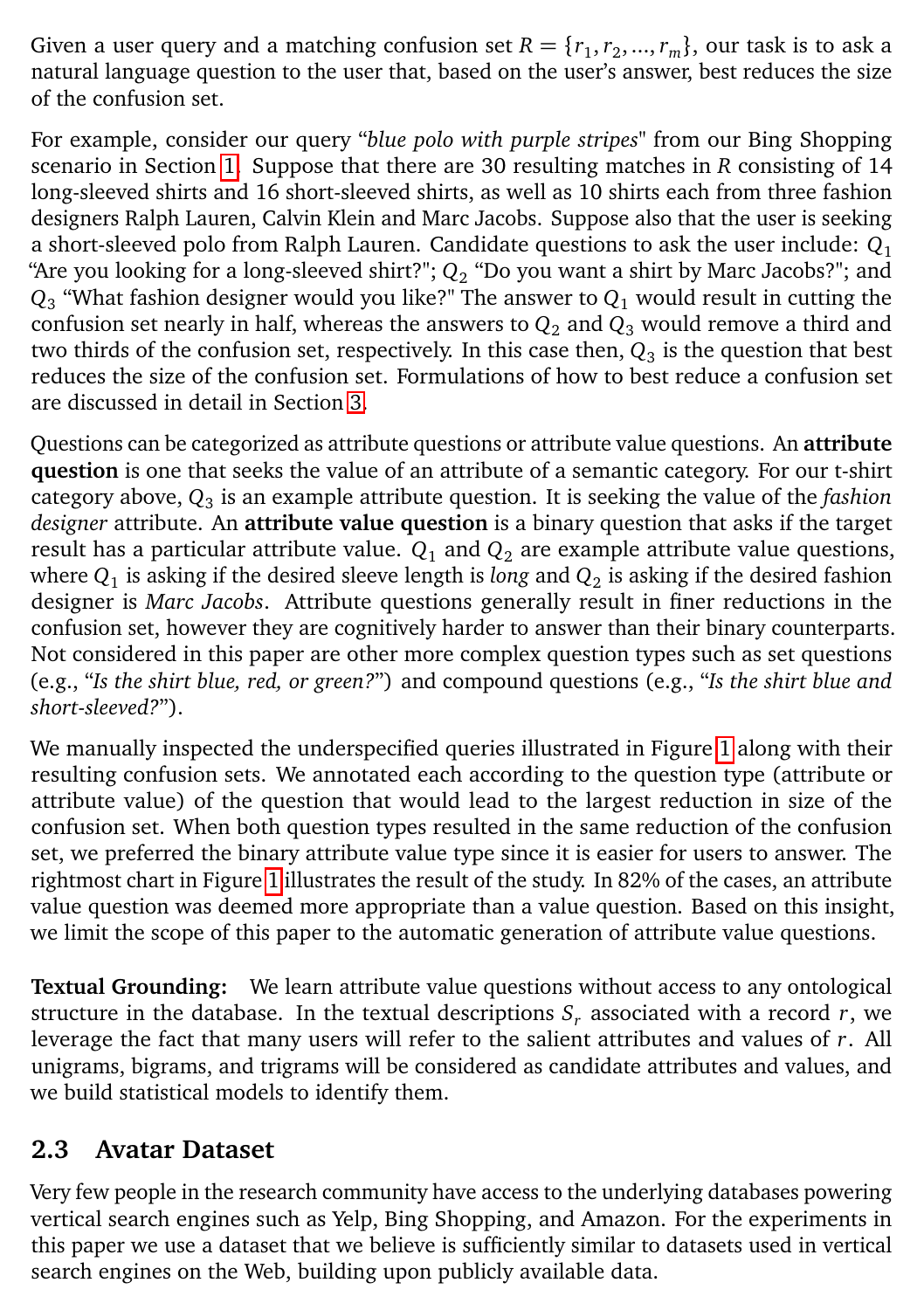Given a user query and a matching confusion set $R = \{r_1, r_2, ..., r_m\}$, our task is to ask a natural language question to the user that, based on the user's answer, best reduces the size of the confusion set.

For example, consider our query "*blue polo with purple stripes*" from our Bing Shopping scenario in Section 1. Suppose that there are 30 resulting matches in $R$ consisting of 14 long-sleeved shirts and 16 short-sleeved shirts, as well as 10 shirts each from three fashion designers Ralph Lauren, Calvin Klein and Marc Jacobs. Suppose also that the user is seeking a short-sleeved polo from Ralph Lauren. Candidate questions to ask the user include: $Q_1$ "Are you looking for a long-sleeved shirt?"; $Q_2$ "Do you want a shirt by Marc Jacobs?"; and $Q_3$ "What fashion designer would you like?" The answer to $Q_1$ would result in cutting the confusion set nearly in half, whereas the answers to $Q_2$ and $Q_3$ would remove a third and two thirds of the confusion set, respectively. In this case then, $Q_3$ is the question that best reduces the size of the confusion set. Formulations of how to best reduce a confusion set are discussed in detail in Section 3.

Questions can be categorized as attribute questions or attribute value questions. An **attribute question** is one that seeks the value of an attribute of a semantic category. For our t-shirt category above, $Q_3$ is an example attribute question. It is seeking the value of the *fashion designer* attribute. An **attribute value question** is a binary question that asks if the target result has a particular attribute value. $Q_1$ and $Q_2$ are example attribute value questions, where $Q_1$ is asking if the desired sleeve length is *long* and $Q_2$ is asking if the desired fashion designer is *Marc Jacobs*. Attribute questions generally result in finer reductions in the confusion set, however they are cognitively harder to answer than their binary counterparts. Not considered in this paper are other more complex question types such as set questions (e.g., "*Is the shirt blue, red, or green?*") and compound questions (e.g., "*Is the shirt blue and short-sleeved?*").

We manually inspected the underspecified queries illustrated in Figure 1 along with their resulting confusion sets. We annotated each according to the question type (attribute or attribute value) of the question that would lead to the largest reduction in size of the confusion set. When both question types resulted in the same reduction of the confusion set, we preferred the binary attribute value type since it is easier for users to answer. The rightmost chart in Figure 1 illustrates the result of the study. In 82% of the cases, an attribute value question was deemed more appropriate than a value question. Based on this insight, we limit the scope of this paper to the automatic generation of attribute value questions.

**Textual Grounding:** We learn attribute value questions without access to any ontological structure in the database. In the textual descriptions $S_r$ associated with a record $r$, we leverage the fact that many users will refer to the salient attributes and values of $r$. All unigrams, bigrams, and trigrams will be considered as candidate attributes and values, and we build statistical models to identify them.

## 2.3 Avatar Dataset

Very few people in the research community have access to the underlying databases powering vertical search engines such as Yelp, Bing Shopping, and Amazon. For the experiments in this paper we use a dataset that we believe is sufficiently similar to datasets used in vertical search engines on the Web, building upon publicly available data.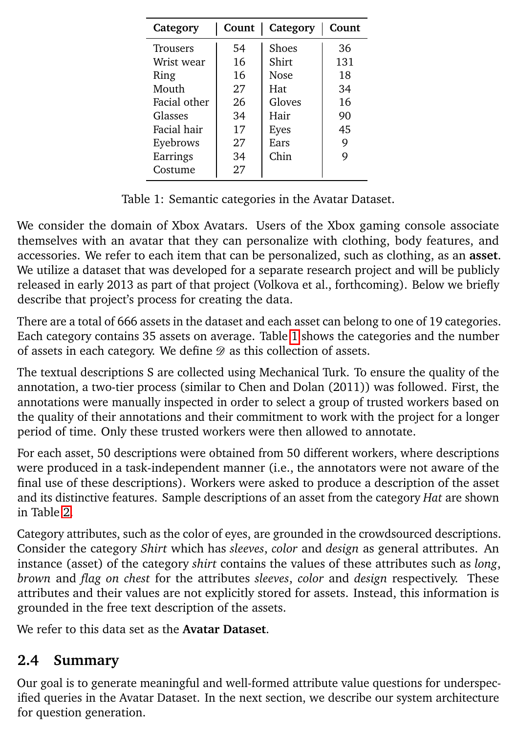| Category | Count | Category | Count |
|---|---|---|---|
| Trousers | 54 | Shoes | 36 |
| Wrist wear | 16 | Shirt | 131 |
| Ring | 16 | Nose | 18 |
| Mouth | 27 | Hat | 34 |
| Facial other | 26 | Gloves | 16 |
| Glasses | 34 | Hair | 90 |
| Facial hair | 17 | Eyes | 45 |
| Eyebrows | 27 | Ears | 9 |
| Earrings | 34 | Chin | 9 |
| Costume | 27 | | |

Table 1: Semantic categories in the Avatar Dataset.

We consider the domain of Xbox Avatars. Users of the Xbox gaming console associate themselves with an avatar that they can personalize with clothing, body features, and accessories. We refer to each item that can be personalized, such as clothing, as an **asset**. We utilize a dataset that was developed for a separate research project and will be publicly released in early 2013 as part of that project (Volkova et al., forthcoming). Below we briefly describe that project's process for creating the data.

There are a total of 666 assets in the dataset and each asset can belong to one of 19 categories. Each category contains 35 assets on average. Table 1 shows the categories and the number of assets in each category. We define $\mathscr{D}$ as this collection of assets.

The textual descriptions S are collected using Mechanical Turk. To ensure the quality of the annotation, a two-tier process (similar to Chen and Dolan (2011)) was followed. First, the annotations were manually inspected in order to select a group of trusted workers based on the quality of their annotations and their commitment to work with the project for a longer period of time. Only these trusted workers were then allowed to annotate.

For each asset, 50 descriptions were obtained from 50 different workers, where descriptions were produced in a task-independent manner (i.e., the annotators were not aware of the final use of these descriptions). Workers were asked to produce a description of the asset and its distinctive features. Sample descriptions of an asset from the category *Hat* are shown in Table 2.

Category attributes, such as the color of eyes, are grounded in the crowdsourced descriptions. Consider the category *Shirt* which has *sleeves*, *color* and *design* as general attributes. An instance (asset) of the category *shirt* contains the values of these attributes such as *long*, *brown* and *flag on chest* for the attributes *sleeves*, *color* and *design* respectively. These attributes and their values are not explicitly stored for assets. Instead, this information is grounded in the free text description of the assets.

We refer to this data set as the **Avatar Dataset**.

## 2.4 Summary

Our goal is to generate meaningful and well-formed attribute value questions for underspecified queries in the Avatar Dataset. In the next section, we describe our system architecture for question generation.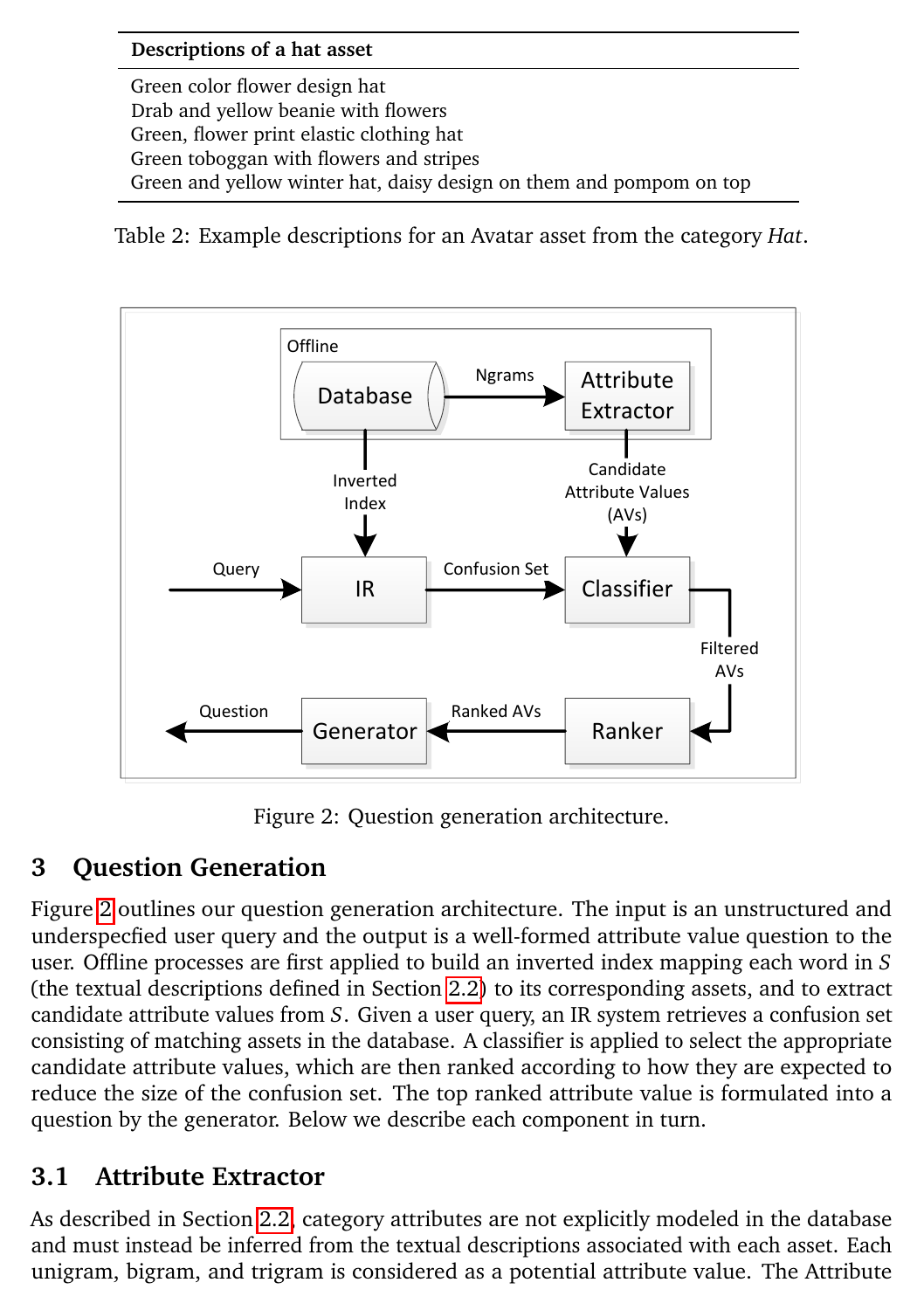| Descriptions of a hat asset |
|---|
| Green color flower design hat |
| Drab and yellow beanie with flowers |
| Green, flower print elastic clothing hat |
| Green toboggan with flowers and stripes |
| Green and yellow winter hat, daisy design on them and pompom on top |

Table 2: Example descriptions for an Avatar asset from the category *Hat*.

Figure 2: Question generation architecture.

## 3 Question Generation

Figure 2 outlines our question generation architecture. The input is an unstructured and underspecfied user query and the output is a well-formed attribute value question to the user. Offline processes are first applied to build an inverted index mapping each word in $S$ (the textual descriptions defined in Section 2.2) to its corresponding assets, and to extract candidate attribute values from $S$. Given a user query, an IR system retrieves a confusion set consisting of matching assets in the database. A classifier is applied to select the appropriate candidate attribute values, which are then ranked according to how they are expected to reduce the size of the confusion set. The top ranked attribute value is formulated into a question by the generator. Below we describe each component in turn.

### 3.1 Attribute Extractor

As described in Section 2.2, category attributes are not explicitly modeled in the database and must instead be inferred from the textual descriptions associated with each asset. Each unigram, bigram, and trigram is considered as a potential attribute value. The Attribute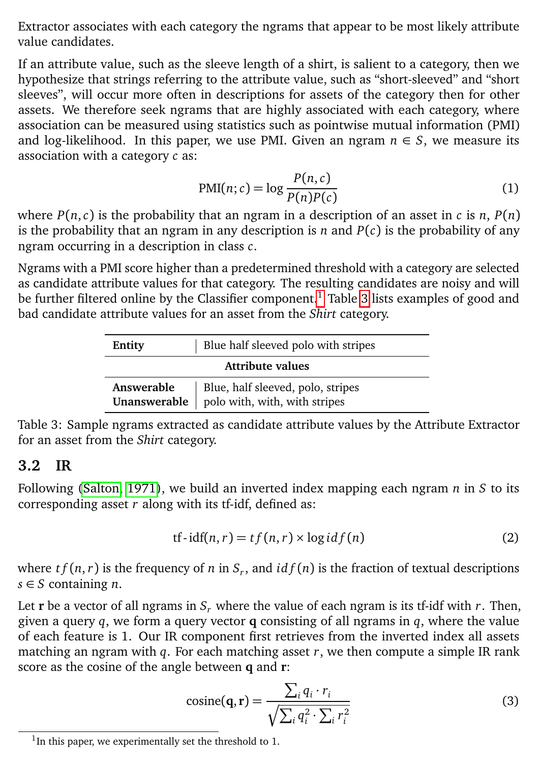Extractor associates with each category the ngrams that appear to be most likely attribute value candidates.

If an attribute value, such as the sleeve length of a shirt, is salient to a category, then we hypothesize that strings referring to the attribute value, such as "short-sleeved" and "short sleeves", will occur more often in descriptions for assets of the category then for other assets. We therefore seek ngrams that are highly associated with each category, where association can be measured using statistics such as pointwise mutual information (PMI) and log-likelihood. In this paper, we use PMI. Given an ngram $n \in S$, we measure its association with a category $c$ as:

$$\mathrm{PMI}(n;c) = \log \frac{P(n,c)}{P(n)P(c)} \tag{1}$$

where $P(n,c)$ is the probability that an ngram in a description of an asset in $c$ is $n$, $P(n)$ is the probability that an ngram in any description is $n$ and $P(c)$ is the probability of any ngram occurring in a description in class $c$.

Ngrams with a PMI score higher than a predetermined threshold with a category are selected as candidate attribute values for that category. The resulting candidates are noisy and will be further filtered online by the Classifier component.[1] Table 3 lists examples of good and bad candidate attribute values for an asset from the *Shirt* category.

| **Entity** | Blue half sleeved polo with stripes |
|---|---|
| **Attribute values** | |
| **Answerable** | Blue, half sleeved, polo, stripes |
| **Unanswerable** | polo with, with, with stripes |

Table 3: Sample ngrams extracted as candidate attribute values by the Attribute Extractor for an asset from the *Shirt* category.

### 3.2 IR

Following (Salton, 1971), we build an inverted index mapping each ngram $n$ in $S$ to its corresponding asset $r$ along with its tf-idf, defined as:

$$\text{tf-idf}(n,r) = tf(n,r) \times \log idf(n) \tag{2}$$

where $tf(n,r)$ is the frequency of $n$ in $S_r$, and $idf(n)$ is the fraction of textual descriptions $s \in S$ containing $n$.

Let $\mathbf{r}$ be a vector of all ngrams in $S_r$ where the value of each ngram is its tf-idf with $r$. Then, given a query $q$, we form a query vector $\mathbf{q}$ consisting of all ngrams in $q$, where the value of each feature is 1. Our IR component first retrieves from the inverted index all assets matching an ngram with $q$. For each matching asset $r$, we then compute a simple IR rank score as the cosine of the angle between $\mathbf{q}$ and $\mathbf{r}$:

$$\mathrm{cosine}(\mathbf{q},\mathbf{r}) = \frac{\sum_i q_i \cdot r_i}{\sqrt{\sum_i q_i^2 \cdot \sum_i r_i^2}} \tag{3}$$

[1] In this paper, we experimentally set the threshold to 1.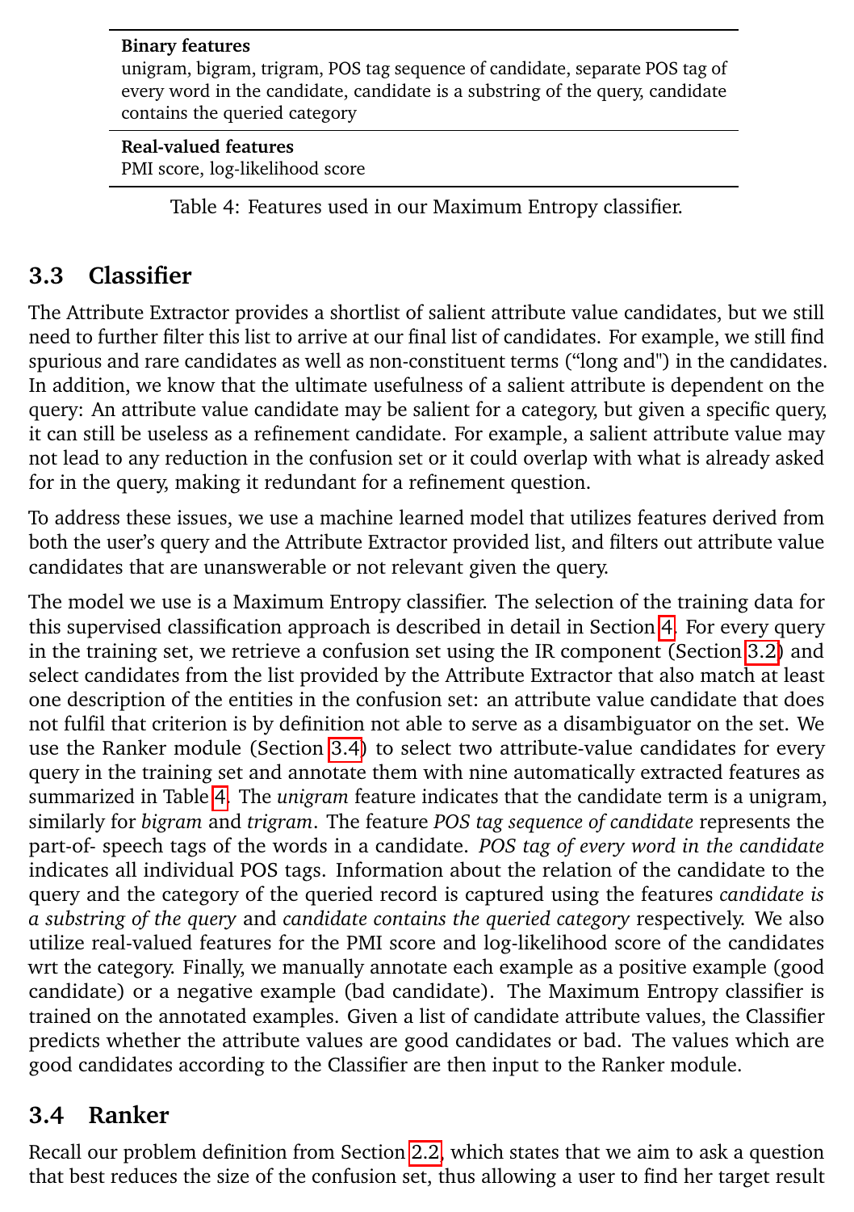| **Binary features** |
| --- |
| unigram, bigram, trigram, POS tag sequence of candidate, separate POS tag of every word in the candidate, candidate is a substring of the query, candidate contains the queried category |
| **Real-valued features** |
| PMI score, log-likelihood score |

Table 4: Features used in our Maximum Entropy classifier.

### 3.3 Classifier

The Attribute Extractor provides a shortlist of salient attribute value candidates, but we still need to further filter this list to arrive at our final list of candidates. For example, we still find spurious and rare candidates as well as non-constituent terms ("long and") in the candidates. In addition, we know that the ultimate usefulness of a salient attribute is dependent on the query: An attribute value candidate may be salient for a category, but given a specific query, it can still be useless as a refinement candidate. For example, a salient attribute value may not lead to any reduction in the confusion set or it could overlap with what is already asked for in the query, making it redundant for a refinement question.

To address these issues, we use a machine learned model that utilizes features derived from both the user's query and the Attribute Extractor provided list, and filters out attribute value candidates that are unanswerable or not relevant given the query.

The model we use is a Maximum Entropy classifier. The selection of the training data for this supervised classification approach is described in detail in Section 4. For every query in the training set, we retrieve a confusion set using the IR component (Section 3.2) and select candidates from the list provided by the Attribute Extractor that also match at least one description of the entities in the confusion set: an attribute value candidate that does not fulfil that criterion is by definition not able to serve as a disambiguator on the set. We use the Ranker module (Section 3.4) to select two attribute-value candidates for every query in the training set and annotate them with nine automatically extracted features as summarized in Table 4. The *unigram* feature indicates that the candidate term is a unigram, similarly for *bigram* and *trigram*. The feature *POS tag sequence of candidate* represents the part-of- speech tags of the words in a candidate. *POS tag of every word in the candidate* indicates all individual POS tags. Information about the relation of the candidate to the query and the category of the queried record is captured using the features *candidate is a substring of the query* and *candidate contains the queried category* respectively. We also utilize real-valued features for the PMI score and log-likelihood score of the candidates wrt the category. Finally, we manually annotate each example as a positive example (good candidate) or a negative example (bad candidate). The Maximum Entropy classifier is trained on the annotated examples. Given a list of candidate attribute values, the Classifier predicts whether the attribute values are good candidates or bad. The values which are good candidates according to the Classifier are then input to the Ranker module.

### 3.4 Ranker

Recall our problem definition from Section 2.2, which states that we aim to ask a question that best reduces the size of the confusion set, thus allowing a user to find her target result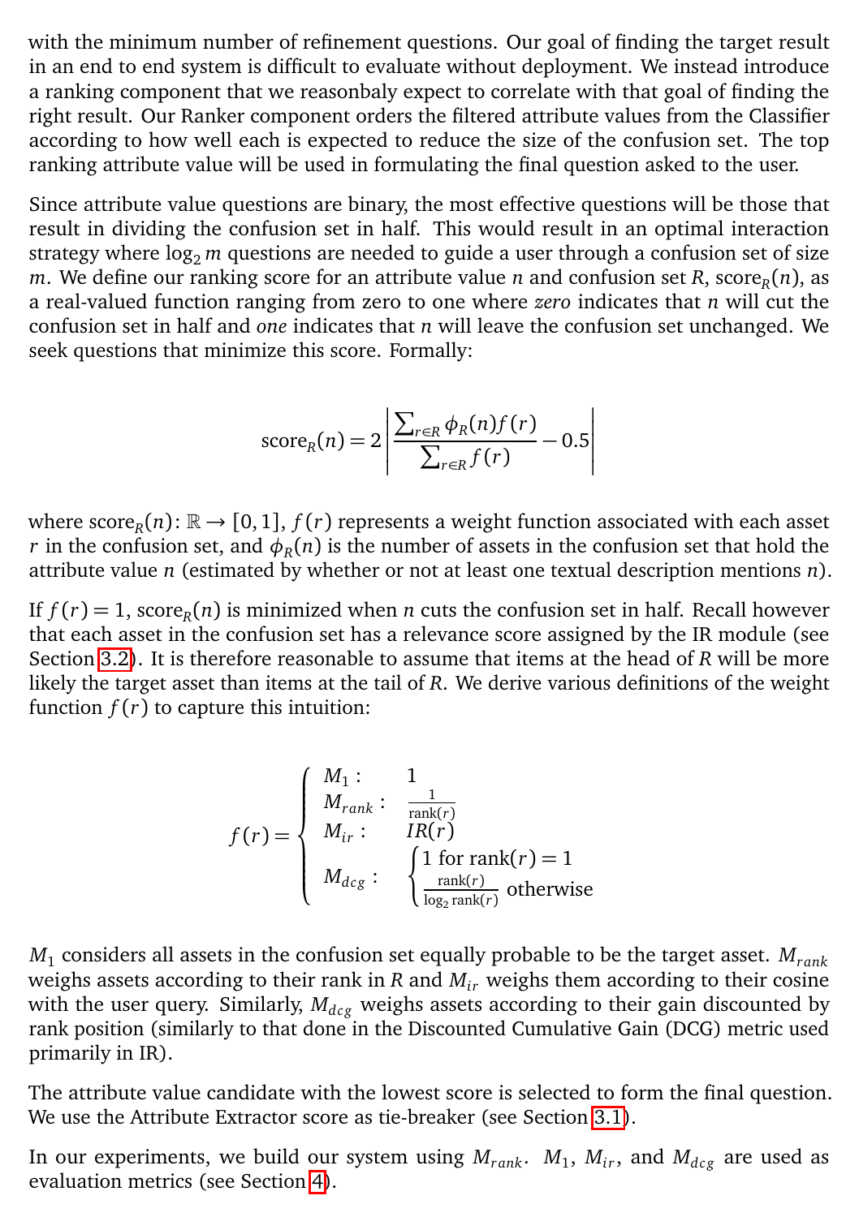with the minimum number of refinement questions. Our goal of finding the target result in an end to end system is difficult to evaluate without deployment. We instead introduce a ranking component that we reasonbaly expect to correlate with that goal of finding the right result. Our Ranker component orders the filtered attribute values from the Classifier according to how well each is expected to reduce the size of the confusion set. The top ranking attribute value will be used in formulating the final question asked to the user.

Since attribute value questions are binary, the most effective questions will be those that result in dividing the confusion set in half. This would result in an optimal interaction strategy where $\log_2 m$ questions are needed to guide a user through a confusion set of size $m$. We define our ranking score for an attribute value $n$ and confusion set $R$, $\text{score}_R(n)$, as a real-valued function ranging from zero to one where *zero* indicates that $n$ will cut the confusion set in half and *one* indicates that $n$ will leave the confusion set unchanged. We seek questions that minimize this score. Formally:

$$\text{score}_R(n) = 2\left|\frac{\sum_{r \in R} \phi_R(n) f(r)}{\sum_{r \in R} f(r)} - 0.5\right|$$

where $\text{score}_R(n) \colon \mathbb{R} \rightarrow [0, 1]$, $f(r)$ represents a weight function associated with each asset $r$ in the confusion set, and $\phi_R(n)$ is the number of assets in the confusion set that hold the attribute value $n$ (estimated by whether or not at least one textual description mentions $n$).

If $f(r) = 1$, $\text{score}_R(n)$ is minimized when $n$ cuts the confusion set in half. Recall however that each asset in the confusion set has a relevance score assigned by the IR module (see Section 3.2). It is therefore reasonable to assume that items at the head of $R$ will be more likely the target asset than items at the tail of $R$. We derive various definitions of the weight function $f(r)$ to capture this intuition:

$$f(r) = \begin{cases} M_1 : & 1 \\ M_{rank} : & \frac{1}{\text{rank}(r)} \\ M_{ir} : & IR(r) \\ M_{dcg} : & \begin{cases} 1 \text{ for } \text{rank}(r) = 1 \\ \frac{\text{rank}(r)}{\log_2 \text{rank}(r)} \text{ otherwise} \end{cases} \end{cases}$$

$M_1$ considers all assets in the confusion set equally probable to be the target asset. $M_{rank}$ weighs assets according to their rank in $R$ and $M_{ir}$ weighs them according to their cosine with the user query. Similarly, $M_{dcg}$ weighs assets according to their gain discounted by rank position (similarly to that done in the Discounted Cumulative Gain (DCG) metric used primarily in IR).

The attribute value candidate with the lowest score is selected to form the final question. We use the Attribute Extractor score as tie-breaker (see Section 3.1).

In our experiments, we build our system using $M_{rank}$. $M_1$, $M_{ir}$, and $M_{dcg}$ are used as evaluation metrics (see Section 4).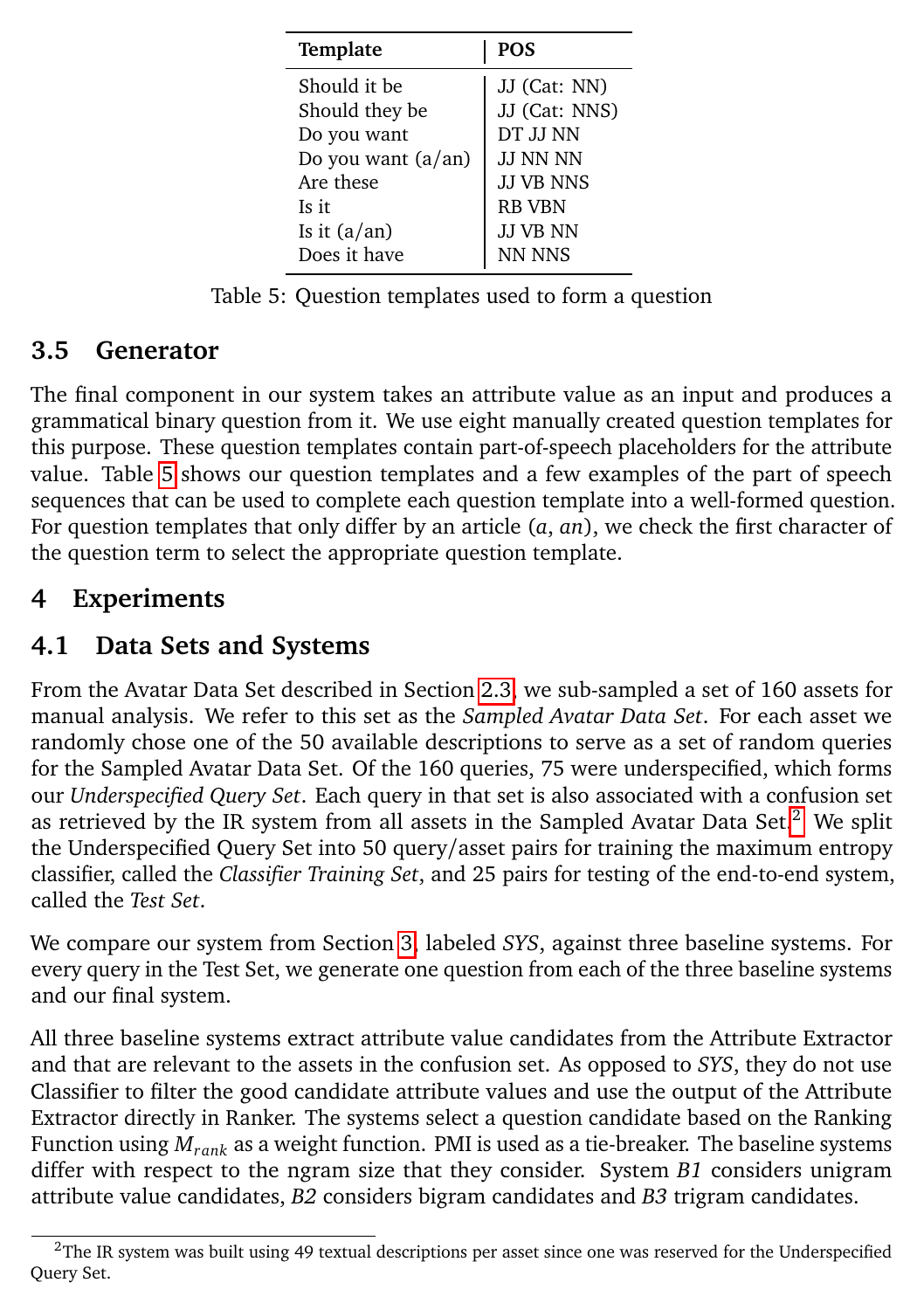| Template | POS |
|---|---|
| Should it be | JJ (Cat: NN) |
| Should they be | JJ (Cat: NNS) |
| Do you want | DT JJ NN |
| Do you want (a/an) | JJ NN NN |
| Are these | JJ VB NNS |
| Is it | RB VBN |
| Is it (a/an) | JJ VB NN |
| Does it have | NN NNS |

Table 5: Question templates used to form a question

### 3.5 Generator

The final component in our system takes an attribute value as an input and produces a grammatical binary question from it. We use eight manually created question templates for this purpose. These question templates contain part-of-speech placeholders for the attribute value. Table 5 shows our question templates and a few examples of the part of speech sequences that can be used to complete each question template into a well-formed question. For question templates that only differ by an article (*a*, *an*), we check the first character of the question term to select the appropriate question template.

## 4 Experiments

### 4.1 Data Sets and Systems

From the Avatar Data Set described in Section 2.3, we sub-sampled a set of 160 assets for manual analysis. We refer to this set as the *Sampled Avatar Data Set*. For each asset we randomly chose one of the 50 available descriptions to serve as a set of random queries for the Sampled Avatar Data Set. Of the 160 queries, 75 were underspecified, which forms our *Underspecified Query Set*. Each query in that set is also associated with a confusion set as retrieved by the IR system from all assets in the Sampled Avatar Data Set.[2] We split the Underspecified Query Set into 50 query/asset pairs for training the maximum entropy classifier, called the *Classifier Training Set*, and 25 pairs for testing of the end-to-end system, called the *Test Set*.

We compare our system from Section 3, labeled *SYS*, against three baseline systems. For every query in the Test Set, we generate one question from each of the three baseline systems and our final system.

All three baseline systems extract attribute value candidates from the Attribute Extractor and that are relevant to the assets in the confusion set. As opposed to *SYS*, they do not use Classifier to filter the good candidate attribute values and use the output of the Attribute Extractor directly in Ranker. The systems select a question candidate based on the Ranking Function using $M_{rank}$ as a weight function. PMI is used as a tie-breaker. The baseline systems differ with respect to the ngram size that they consider. System *B1* considers unigram attribute value candidates, *B2* considers bigram candidates and *B3* trigram candidates.

[2] The IR system was built using 49 textual descriptions per asset since one was reserved for the Underspecified Query Set.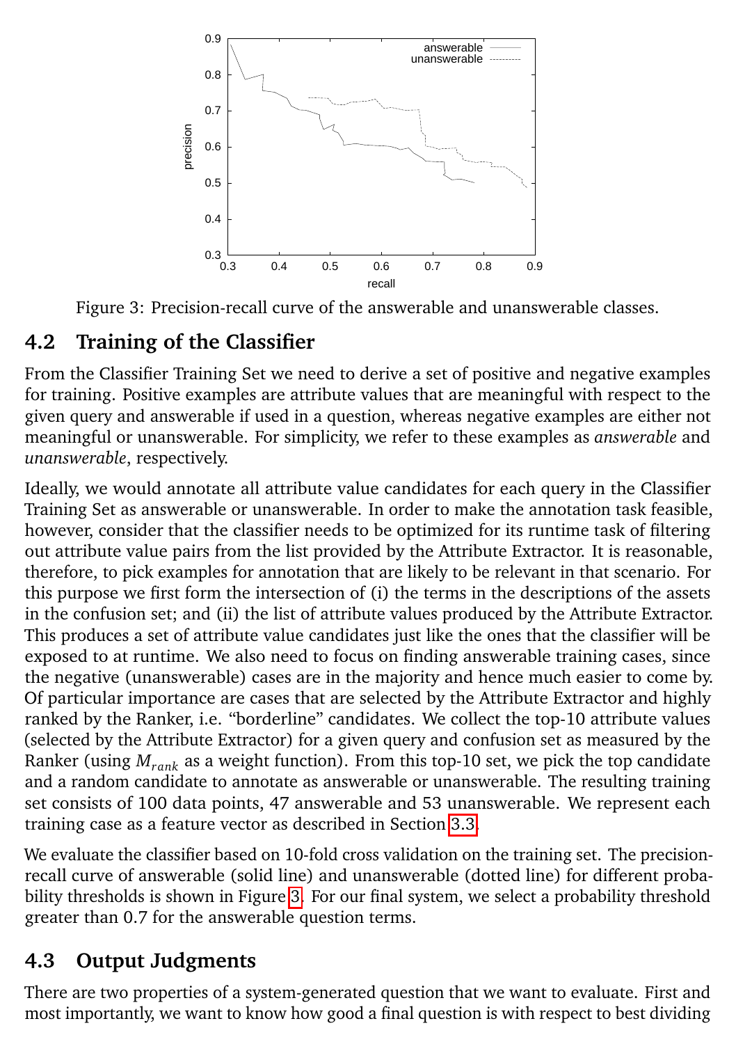Figure 3: Precision-recall curve of the answerable and unanswerable classes.

## 4.2 Training of the Classifier

From the Classifier Training Set we need to derive a set of positive and negative examples for training. Positive examples are attribute values that are meaningful with respect to the given query and answerable if used in a question, whereas negative examples are either not meaningful or unanswerable. For simplicity, we refer to these examples as *answerable* and *unanswerable*, respectively.

Ideally, we would annotate all attribute value candidates for each query in the Classifier Training Set as answerable or unanswerable. In order to make the annotation task feasible, however, consider that the classifier needs to be optimized for its runtime task of filtering out attribute value pairs from the list provided by the Attribute Extractor. It is reasonable, therefore, to pick examples for annotation that are likely to be relevant in that scenario. For this purpose we first form the intersection of (i) the terms in the descriptions of the assets in the confusion set; and (ii) the list of attribute values produced by the Attribute Extractor. This produces a set of attribute value candidates just like the ones that the classifier will be exposed to at runtime. We also need to focus on finding answerable training cases, since the negative (unanswerable) cases are in the majority and hence much easier to come by. Of particular importance are cases that are selected by the Attribute Extractor and highly ranked by the Ranker, i.e. "borderline" candidates. We collect the top-10 attribute values (selected by the Attribute Extractor) for a given query and confusion set as measured by the Ranker (using $M_{rank}$ as a weight function). From this top-10 set, we pick the top candidate and a random candidate to annotate as answerable or unanswerable. The resulting training set consists of 100 data points, 47 answerable and 53 unanswerable. We represent each training case as a feature vector as described in Section 3.3.

We evaluate the classifier based on 10-fold cross validation on the training set. The precision-recall curve of answerable (solid line) and unanswerable (dotted line) for different probability thresholds is shown in Figure 3. For our final system, we select a probability threshold greater than 0.7 for the answerable question terms.

## 4.3 Output Judgments

There are two properties of a system-generated question that we want to evaluate. First and most importantly, we want to know how good a final question is with respect to best dividing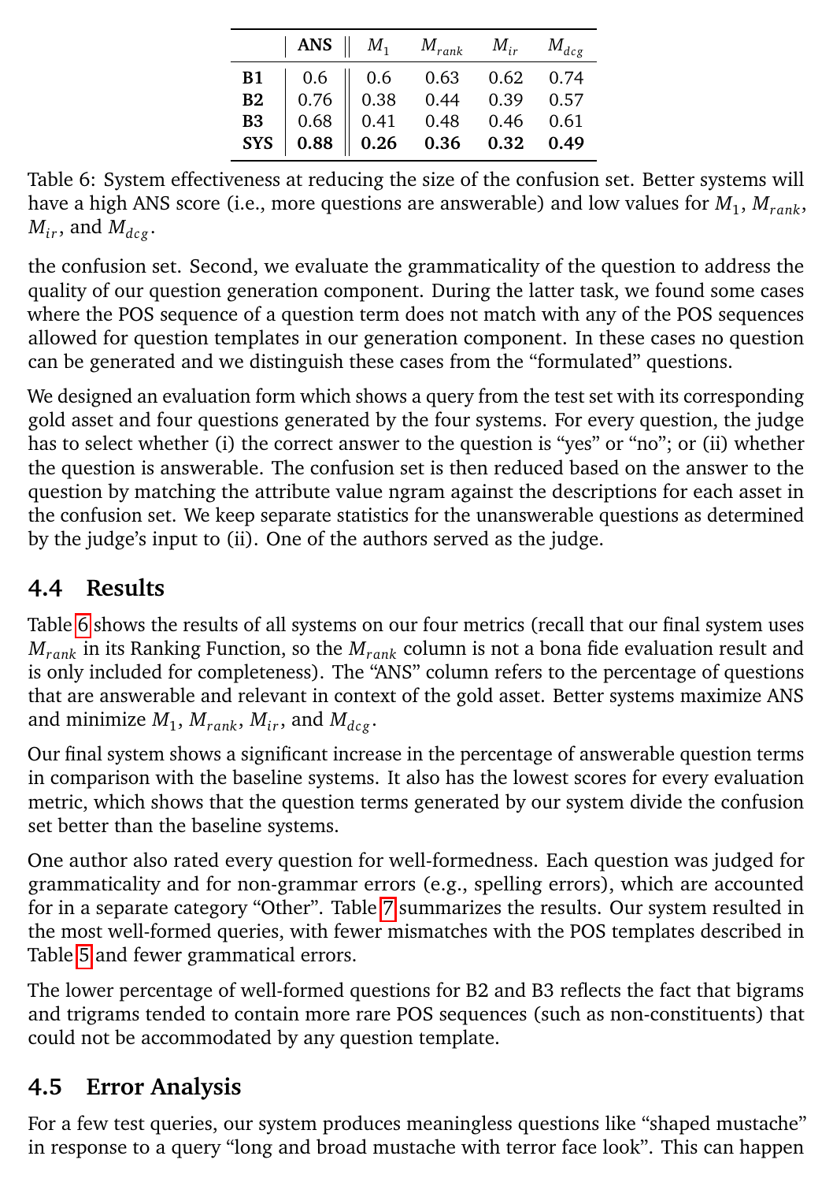| | **ANS** | $M_1$ | $M_{rank}$ | $M_{ir}$ | $M_{dcg}$ |
|---|---|---|---|---|---|
| **B1** | 0.6 | 0.6 | 0.63 | 0.62 | 0.74 |
| **B2** | 0.76 | 0.38 | 0.44 | 0.39 | 0.57 |
| **B3** | 0.68 | 0.41 | 0.48 | 0.46 | 0.61 |
| **SYS** | **0.88** | **0.26** | **0.36** | **0.32** | **0.49** |

Table 6: System effectiveness at reducing the size of the confusion set. Better systems will have a high ANS score (i.e., more questions are answerable) and low values for $M_1$, $M_{rank}$, $M_{ir}$, and $M_{dcg}$.

the confusion set. Second, we evaluate the grammaticality of the question to address the quality of our question generation component. During the latter task, we found some cases where the POS sequence of a question term does not match with any of the POS sequences allowed for question templates in our generation component. In these cases no question can be generated and we distinguish these cases from the "formulated" questions.

We designed an evaluation form which shows a query from the test set with its corresponding gold asset and four questions generated by the four systems. For every question, the judge has to select whether (i) the correct answer to the question is "yes" or "no"; or (ii) whether the question is answerable. The confusion set is then reduced based on the answer to the question by matching the attribute value ngram against the descriptions for each asset in the confusion set. We keep separate statistics for the unanswerable questions as determined by the judge's input to (ii). One of the authors served as the judge.

## 4.4 Results

Table 6 shows the results of all systems on our four metrics (recall that our final system uses $M_{rank}$ in its Ranking Function, so the $M_{rank}$ column is not a bona fide evaluation result and is only included for completeness). The "ANS" column refers to the percentage of questions that are answerable and relevant in context of the gold asset. Better systems maximize ANS and minimize $M_1$, $M_{rank}$, $M_{ir}$, and $M_{dcg}$.

Our final system shows a significant increase in the percentage of answerable question terms in comparison with the baseline systems. It also has the lowest scores for every evaluation metric, which shows that the question terms generated by our system divide the confusion set better than the baseline systems.

One author also rated every question for well-formedness. Each question was judged for grammaticality and for non-grammar errors (e.g., spelling errors), which are accounted for in a separate category "Other". Table 7 summarizes the results. Our system resulted in the most well-formed queries, with fewer mismatches with the POS templates described in Table 5 and fewer grammatical errors.

The lower percentage of well-formed questions for B2 and B3 reflects the fact that bigrams and trigrams tended to contain more rare POS sequences (such as non-constituents) that could not be accommodated by any question template.

## 4.5 Error Analysis

For a few test queries, our system produces meaningless questions like "shaped mustache" in response to a query "long and broad mustache with terror face look". This can happen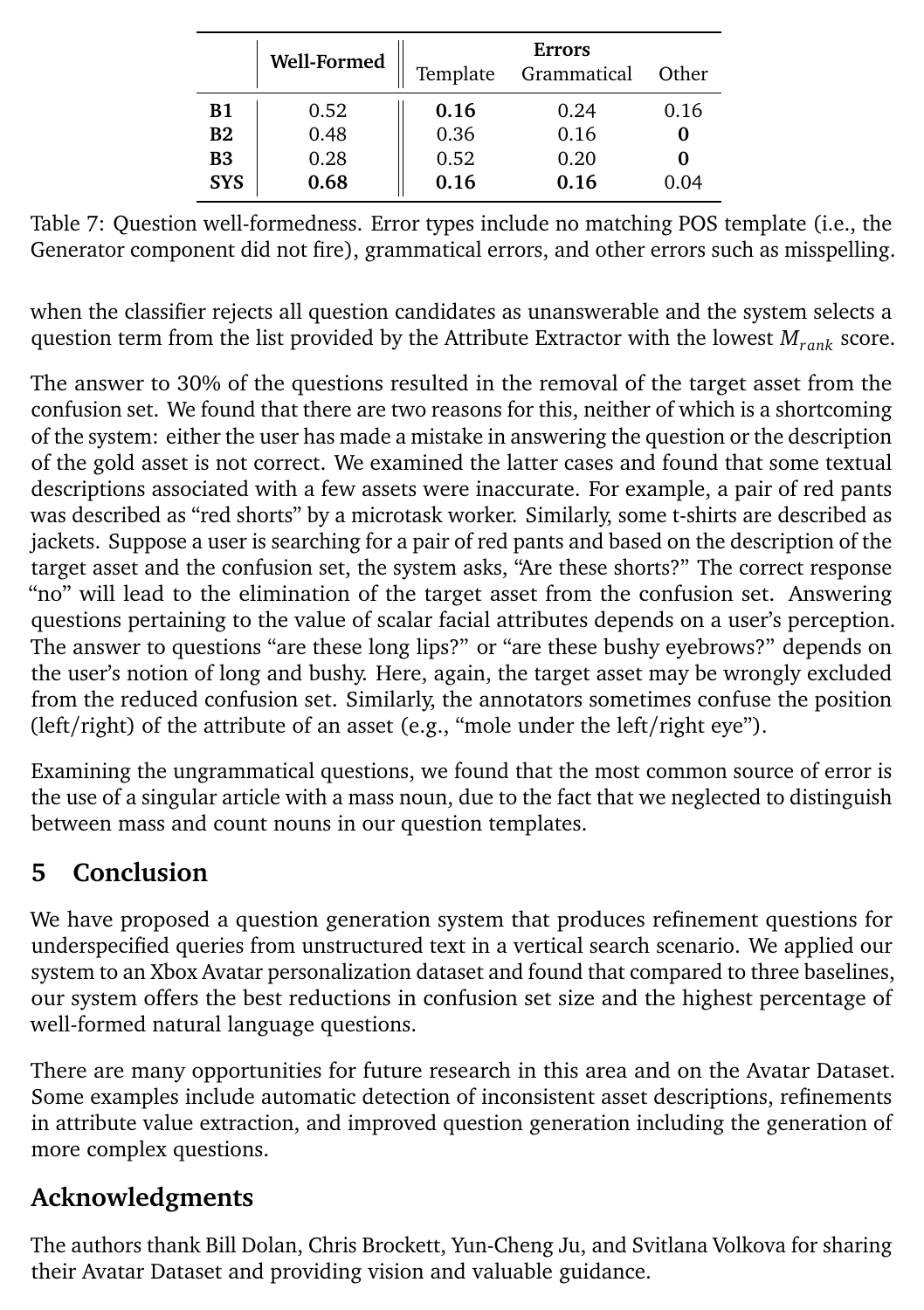| | Well-Formed | Errors | | |
|---|---|---|---|---|
| | | Template | Grammatical | Other |
| **B1** | 0.52 | **0.16** | 0.24 | 0.16 |
| **B2** | 0.48 | 0.36 | 0.16 | **0** |
| **B3** | 0.28 | 0.52 | 0.20 | **0** |
| **SYS** | **0.68** | **0.16** | **0.16** | 0.04 |

Table 7: Question well-formedness. Error types include no matching POS template (i.e., the Generator component did not fire), grammatical errors, and other errors such as misspelling.

when the classifier rejects all question candidates as unanswerable and the system selects a question term from the list provided by the Attribute Extractor with the lowest $M_{rank}$ score.

The answer to 30% of the questions resulted in the removal of the target asset from the confusion set. We found that there are two reasons for this, neither of which is a shortcoming of the system: either the user has made a mistake in answering the question or the description of the gold asset is not correct. We examined the latter cases and found that some textual descriptions associated with a few assets were inaccurate. For example, a pair of red pants was described as "red shorts" by a microtask worker. Similarly, some t-shirts are described as jackets. Suppose a user is searching for a pair of red pants and based on the description of the target asset and the confusion set, the system asks, "Are these shorts?" The correct response "no" will lead to the elimination of the target asset from the confusion set. Answering questions pertaining to the value of scalar facial attributes depends on a user's perception. The answer to questions "are these long lips?" or "are these bushy eyebrows?" depends on the user's notion of long and bushy. Here, again, the target asset may be wrongly excluded from the reduced confusion set. Similarly, the annotators sometimes confuse the position (left/right) of the attribute of an asset (e.g., "mole under the left/right eye").

Examining the ungrammatical questions, we found that the most common source of error is the use of a singular article with a mass noun, due to the fact that we neglected to distinguish between mass and count nouns in our question templates.

## 5 Conclusion

We have proposed a question generation system that produces refinement questions for underspecified queries from unstructured text in a vertical search scenario. We applied our system to an Xbox Avatar personalization dataset and found that compared to three baselines, our system offers the best reductions in confusion set size and the highest percentage of well-formed natural language questions.

There are many opportunities for future research in this area and on the Avatar Dataset. Some examples include automatic detection of inconsistent asset descriptions, refinements in attribute value extraction, and improved question generation including the generation of more complex questions.

## Acknowledgments

The authors thank Bill Dolan, Chris Brockett, Yun-Cheng Ju, and Svitlana Volkova for sharing their Avatar Dataset and providing vision and valuable guidance.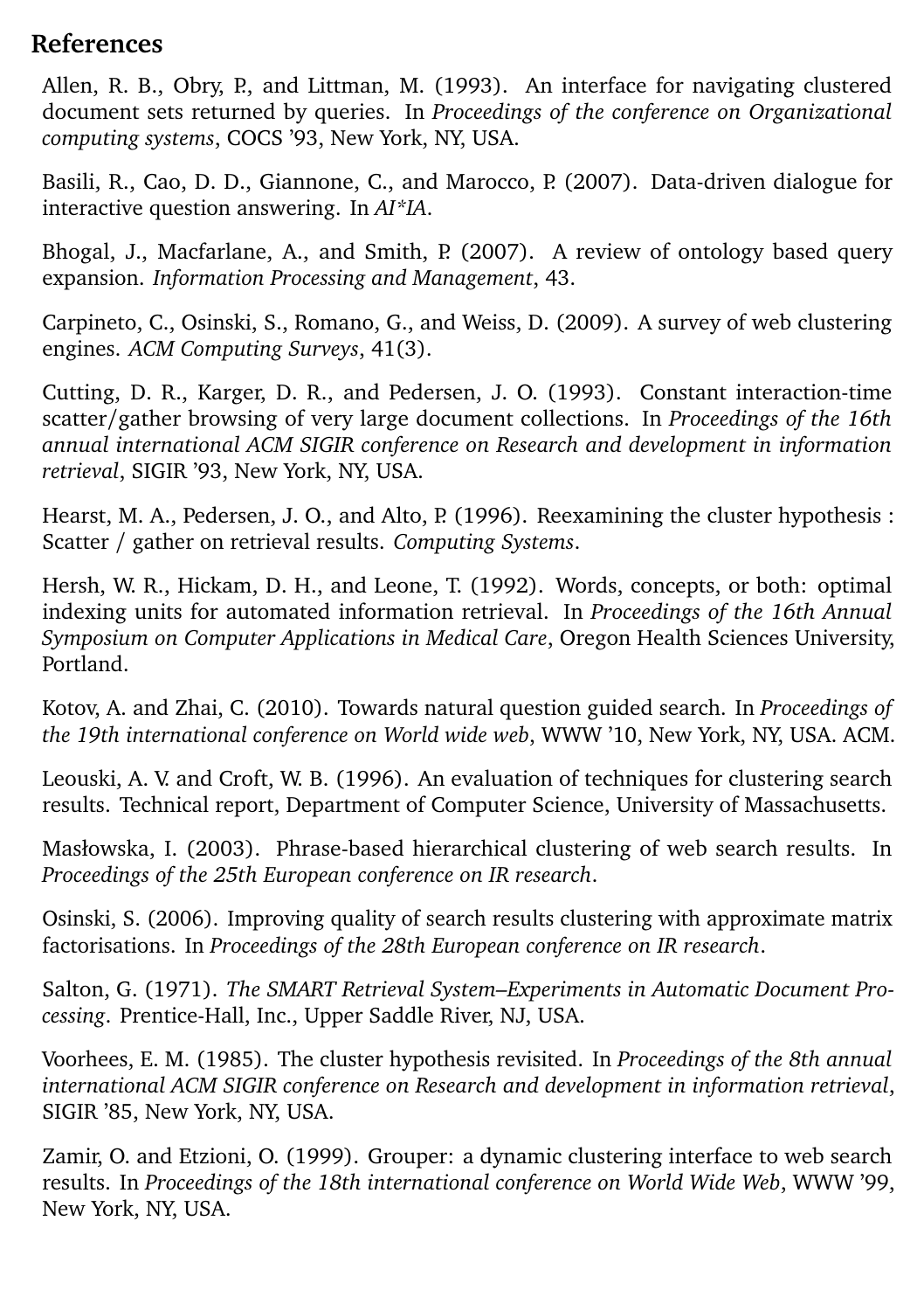## References

Allen, R. B., Obry, P., and Littman, M. (1993). An interface for navigating clustered document sets returned by queries. In *Proceedings of the conference on Organizational computing systems*, COCS '93, New York, NY, USA.

Basili, R., Cao, D. D., Giannone, C., and Marocco, P. (2007). Data-driven dialogue for interactive question answering. In *AI*IA*.

Bhogal, J., Macfarlane, A., and Smith, P. (2007). A review of ontology based query expansion. *Information Processing and Management*, 43.

Carpineto, C., Osinski, S., Romano, G., and Weiss, D. (2009). A survey of web clustering engines. *ACM Computing Surveys*, 41(3).

Cutting, D. R., Karger, D. R., and Pedersen, J. O. (1993). Constant interaction-time scatter/gather browsing of very large document collections. In *Proceedings of the 16th annual international ACM SIGIR conference on Research and development in information retrieval*, SIGIR '93, New York, NY, USA.

Hearst, M. A., Pedersen, J. O., and Alto, P. (1996). Reexamining the cluster hypothesis : Scatter / gather on retrieval results. *Computing Systems*.

Hersh, W. R., Hickam, D. H., and Leone, T. (1992). Words, concepts, or both: optimal indexing units for automated information retrieval. In *Proceedings of the 16th Annual Symposium on Computer Applications in Medical Care*, Oregon Health Sciences University, Portland.

Kotov, A. and Zhai, C. (2010). Towards natural question guided search. In *Proceedings of the 19th international conference on World wide web*, WWW '10, New York, NY, USA. ACM.

Leouski, A. V. and Croft, W. B. (1996). An evaluation of techniques for clustering search results. Technical report, Department of Computer Science, University of Massachusetts.

Masłowska, I. (2003). Phrase-based hierarchical clustering of web search results. In *Proceedings of the 25th European conference on IR research*.

Osinski, S. (2006). Improving quality of search results clustering with approximate matrix factorisations. In *Proceedings of the 28th European conference on IR research*.

Salton, G. (1971). *The SMART Retrieval System–Experiments in Automatic Document Processing*. Prentice-Hall, Inc., Upper Saddle River, NJ, USA.

Voorhees, E. M. (1985). The cluster hypothesis revisited. In *Proceedings of the 8th annual international ACM SIGIR conference on Research and development in information retrieval*, SIGIR '85, New York, NY, USA.

Zamir, O. and Etzioni, O. (1999). Grouper: a dynamic clustering interface to web search results. In *Proceedings of the 18th international conference on World Wide Web*, WWW '99, New York, NY, USA.